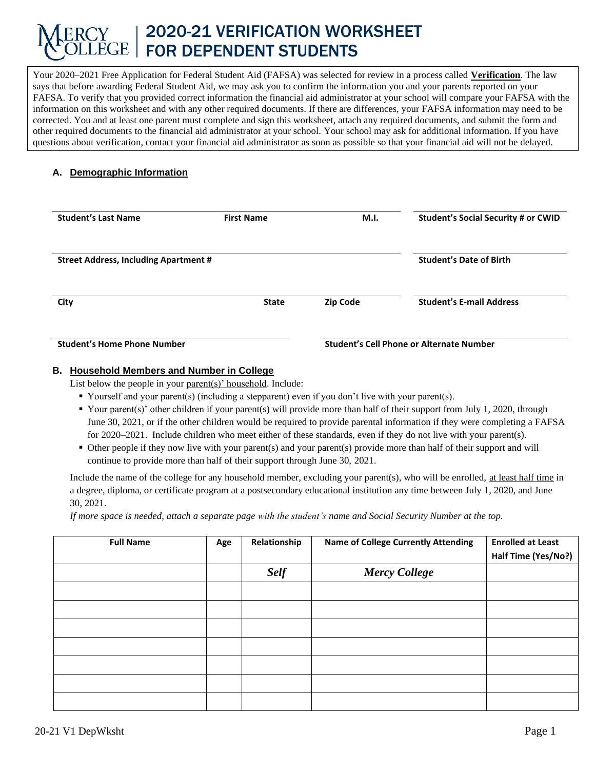# MERCY COLLEGE | 2020-21 VERIFICATION WORKSHEET FOR DEPENDENT STUDENTS

Your 2020–2021 Free Application for Federal Student Aid (FAFSA) was selected for review in a process called **Verification**. The law says that before awarding Federal Student Aid, we may ask you to confirm the information you and your parents reported on your FAFSA. To verify that you provided correct information the financial aid administrator at your school will compare your FAFSA with the information on this worksheet and with any other required documents. If there are differences, your FAFSA information may need to be corrected. You and at least one parent must complete and sign this worksheet, attach any required documents, and submit the form and other required documents to the financial aid administrator at your school. Your school may ask for additional information. If you have questions about verification, contact your financial aid administrator as soon as possible so that your financial aid will not be delayed.

## A. Demographic Information

**Student's Last Name** &nbsp;&nbsp; **First Name** &nbsp;&nbsp; **M.I.** &nbsp;&nbsp; **Student's Social Security # or CWID**

**Street Address, Including Apartment #** &nbsp;&nbsp; **Student's Date of Birth**

**City** &nbsp;&nbsp; **State** &nbsp;&nbsp; **Zip Code** &nbsp;&nbsp; **Student's E-mail Address**

**Student's Home Phone Number** &nbsp;&nbsp; **Student's Cell Phone or Alternate Number**

## B. Household Members and Number in College

List below the people in your parent(s)' household. Include:

- Yourself and your parent(s) (including a stepparent) even if you don't live with your parent(s).
- Your parent(s)' other children if your parent(s) will provide more than half of their support from July 1, 2020, through June 30, 2021, or if the other children would be required to provide parental information if they were completing a FAFSA for 2020–2021. Include children who meet either of these standards, even if they do not live with your parent(s).
- Other people if they now live with your parent(s) and your parent(s) provide more than half of their support and will continue to provide more than half of their support through June 30, 2021.

Include the name of the college for any household member, excluding your parent(s), who will be enrolled, at least half time in a degree, diploma, or certificate program at a postsecondary educational institution any time between July 1, 2020, and June 30, 2021.

*If more space is needed, attach a separate page with the student's name and Social Security Number at the top.*

| Full Name | Age | Relationship | Name of College Currently Attending | Enrolled at Least Half Time (Yes/No?) |
|---|---|---|---|---|
| | | *Self* | *Mercy College* | |
| | | | | |
| | | | | |
| | | | | |
| | | | | |
| | | | | |
| | | | | |
| | | | | |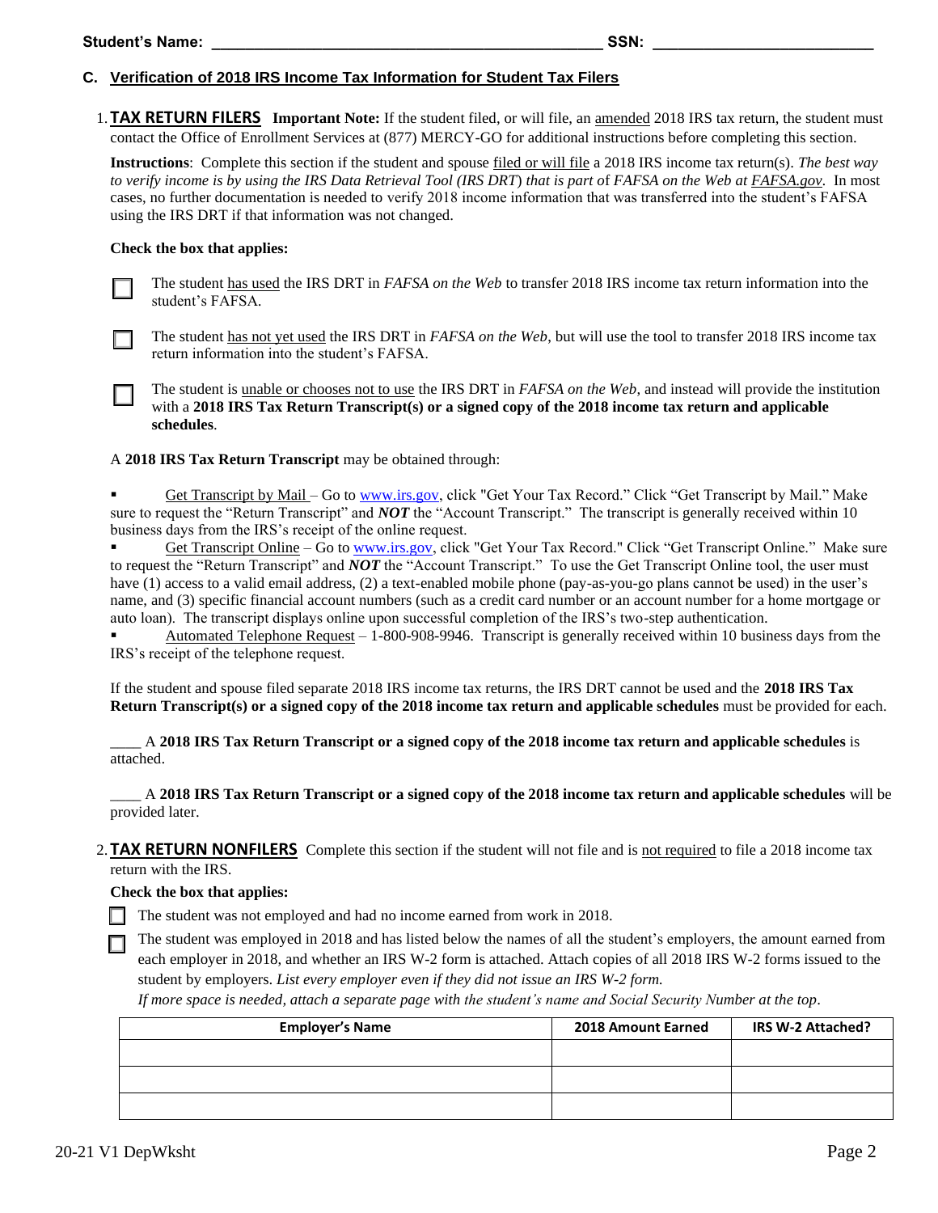Student's Name: _______________________________________________ SSN: ___________________________

## C. Verification of 2018 IRS Income Tax Information for Student Tax Filers

1. **TAX RETURN FILERS** **Important Note:** If the student filed, or will file, an amended 2018 IRS tax return, the student must contact the Office of Enrollment Services at (877) MERCY-GO for additional instructions before completing this section.

   **Instructions**: Complete this section if the student and spouse filed or will file a 2018 IRS income tax return(s). *The best way to verify income is by using the IRS Data Retrieval Tool (IRS DRT) that is part of FAFSA on the Web at FAFSA.gov*. In most cases, no further documentation is needed to verify 2018 income information that was transferred into the student's FAFSA using the IRS DRT if that information was not changed.

   **Check the box that applies:**

   ☐ The student has used the IRS DRT in *FAFSA on the Web* to transfer 2018 IRS income tax return information into the student's FAFSA.

   ☐ The student has not yet used the IRS DRT in *FAFSA on the Web*, but will use the tool to transfer 2018 IRS income tax return information into the student's FAFSA.

   ☐ The student is unable or chooses not to use the IRS DRT in *FAFSA on the Web*, and instead will provide the institution with a **2018 IRS Tax Return Transcript(s) or a signed copy of the 2018 income tax return and applicable schedules**.

   A **2018 IRS Tax Return Transcript** may be obtained through:

   - Get Transcript by Mail – Go to www.irs.gov, click "Get Your Tax Record." Click "Get Transcript by Mail." Make sure to request the "Return Transcript" and ***NOT*** the "Account Transcript." The transcript is generally received within 10 business days from the IRS's receipt of the online request.
   - Get Transcript Online – Go to www.irs.gov, click "Get Your Tax Record." Click "Get Transcript Online." Make sure to request the "Return Transcript" and ***NOT*** the "Account Transcript." To use the Get Transcript Online tool, the user must have (1) access to a valid email address, (2) a text-enabled mobile phone (pay-as-you-go plans cannot be used) in the user's name, and (3) specific financial account numbers (such as a credit card number or an account number for a home mortgage or auto loan). The transcript displays online upon successful completion of the IRS's two-step authentication.
   - Automated Telephone Request – 1-800-908-9946. Transcript is generally received within 10 business days from the IRS's receipt of the telephone request.

   If the student and spouse filed separate 2018 IRS income tax returns, the IRS DRT cannot be used and the **2018 IRS Tax Return Transcript(s) or a signed copy of the 2018 income tax return and applicable schedules** must be provided for each.

   ____ A **2018 IRS Tax Return Transcript or a signed copy of the 2018 income tax return and applicable schedules** is attached.

   ____ A **2018 IRS Tax Return Transcript or a signed copy of the 2018 income tax return and applicable schedules** will be provided later.

2. **TAX RETURN NONFILERS** Complete this section if the student will not file and is not required to file a 2018 income tax return with the IRS.

   **Check the box that applies:**

   ☐ The student was not employed and had no income earned from work in 2018.

   ☐ The student was employed in 2018 and has listed below the names of all the student's employers, the amount earned from each employer in 2018, and whether an IRS W-2 form is attached. Attach copies of all 2018 IRS W-2 forms issued to the student by employers. *List every employer even if they did not issue an IRS W-2 form.*
   *If more space is needed, attach a separate page with the student's name and Social Security Number at the top.*

| Employer's Name | 2018 Amount Earned | IRS W-2 Attached? |
|---|---|---|
| | | |
| | | |
| | | |

20-21 V1 DepWksht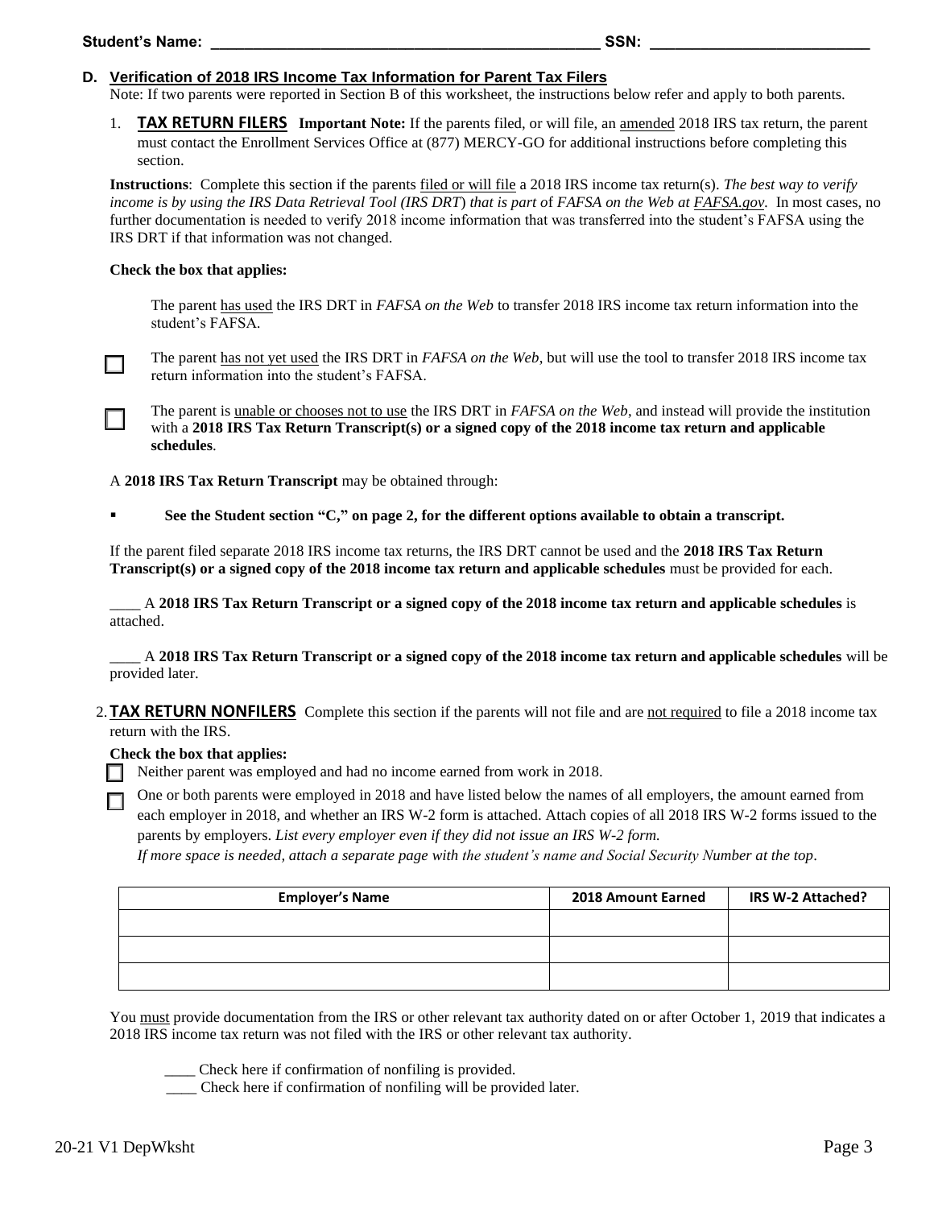**Student's Name:** ____________________________________________ **SSN:** ________________________

## D. Verification of 2018 IRS Income Tax Information for Parent Tax Filers

Note: If two parents were reported in Section B of this worksheet, the instructions below refer and apply to both parents.

1. **TAX RETURN FILERS** **Important Note:** If the parents filed, or will file, an amended 2018 IRS tax return, the parent must contact the Enrollment Services Office at (877) MERCY-GO for additional instructions before completing this section.

**Instructions**: Complete this section if the parents filed or will file a 2018 IRS income tax return(s). *The best way to verify income is by using the IRS Data Retrieval Tool (IRS DRT) that is part of FAFSA on the Web at FAFSA.gov.* In most cases, no further documentation is needed to verify 2018 income information that was transferred into the student's FAFSA using the IRS DRT if that information was not changed.

**Check the box that applies:**

The parent has used the IRS DRT in *FAFSA on the Web* to transfer 2018 IRS income tax return information into the student's FAFSA.

☐ The parent has not yet used the IRS DRT in *FAFSA on the Web*, but will use the tool to transfer 2018 IRS income tax return information into the student's FAFSA.

☐ The parent is unable or chooses not to use the IRS DRT in *FAFSA on the Web*, and instead will provide the institution with a **2018 IRS Tax Return Transcript(s) or a signed copy of the 2018 income tax return and applicable schedules**.

A **2018 IRS Tax Return Transcript** may be obtained through:

- **See the Student section "C," on page 2, for the different options available to obtain a transcript.**

If the parent filed separate 2018 IRS income tax returns, the IRS DRT cannot be used and the **2018 IRS Tax Return Transcript(s) or a signed copy of the 2018 income tax return and applicable schedules** must be provided for each.

____ A **2018 IRS Tax Return Transcript or a signed copy of the 2018 income tax return and applicable schedules** is attached.

____ A **2018 IRS Tax Return Transcript or a signed copy of the 2018 income tax return and applicable schedules** will be provided later.

2. **TAX RETURN NONFILERS** Complete this section if the parents will not file and are not required to file a 2018 income tax return with the IRS.

**Check the box that applies:**

☐ Neither parent was employed and had no income earned from work in 2018.

☐ One or both parents were employed in 2018 and have listed below the names of all employers, the amount earned from each employer in 2018, and whether an IRS W-2 form is attached. Attach copies of all 2018 IRS W-2 forms issued to the parents by employers. *List every employer even if they did not issue an IRS W-2 form.*
*If more space is needed, attach a separate page with the student's name and Social Security Number at the top*.

| Employer's Name | 2018 Amount Earned | IRS W-2 Attached? |
|---|---|---|
| | | |
| | | |
| | | |

You must provide documentation from the IRS or other relevant tax authority dated on or after October 1, 2019 that indicates a 2018 IRS income tax return was not filed with the IRS or other relevant tax authority.

____ Check here if confirmation of nonfiling is provided.
____ Check here if confirmation of nonfiling will be provided later.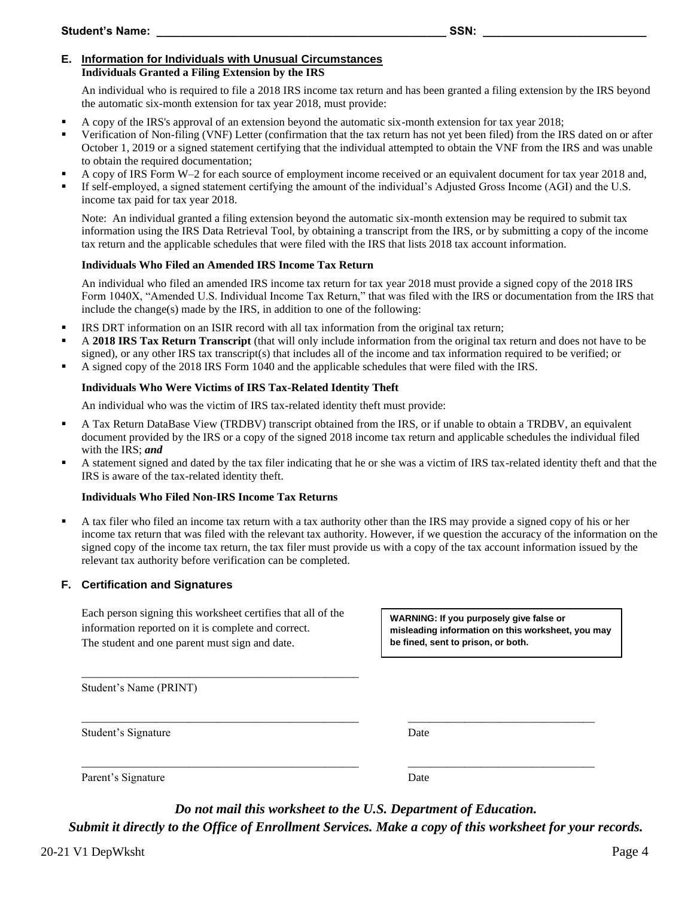Student's Name: _______________________________________________ SSN: _________________________

## E. Information for Individuals with Unusual Circumstances

**Individuals Granted a Filing Extension by the IRS**

An individual who is required to file a 2018 IRS income tax return and has been granted a filing extension by the IRS beyond the automatic six-month extension for tax year 2018, must provide:

- A copy of the IRS's approval of an extension beyond the automatic six-month extension for tax year 2018;
- Verification of Non-filing (VNF) Letter (confirmation that the tax return has not yet been filed) from the IRS dated on or after October 1, 2019 or a signed statement certifying that the individual attempted to obtain the VNF from the IRS and was unable to obtain the required documentation;
- A copy of IRS Form W–2 for each source of employment income received or an equivalent document for tax year 2018 and,
- If self-employed, a signed statement certifying the amount of the individual's Adjusted Gross Income (AGI) and the U.S. income tax paid for tax year 2018.

Note: An individual granted a filing extension beyond the automatic six-month extension may be required to submit tax information using the IRS Data Retrieval Tool, by obtaining a transcript from the IRS, or by submitting a copy of the income tax return and the applicable schedules that were filed with the IRS that lists 2018 tax account information.

**Individuals Who Filed an Amended IRS Income Tax Return**

An individual who filed an amended IRS income tax return for tax year 2018 must provide a signed copy of the 2018 IRS Form 1040X, "Amended U.S. Individual Income Tax Return," that was filed with the IRS or documentation from the IRS that include the change(s) made by the IRS, in addition to one of the following:

- IRS DRT information on an ISIR record with all tax information from the original tax return;
- A **2018 IRS Tax Return Transcript** (that will only include information from the original tax return and does not have to be signed), or any other IRS tax transcript(s) that includes all of the income and tax information required to be verified; or
- A signed copy of the 2018 IRS Form 1040 and the applicable schedules that were filed with the IRS.

**Individuals Who Were Victims of IRS Tax-Related Identity Theft**

An individual who was the victim of IRS tax-related identity theft must provide:

- A Tax Return DataBase View (TRDBV) transcript obtained from the IRS, or if unable to obtain a TRDBV, an equivalent document provided by the IRS or a copy of the signed 2018 income tax return and applicable schedules the individual filed with the IRS; ***and***
- A statement signed and dated by the tax filer indicating that he or she was a victim of IRS tax-related identity theft and that the IRS is aware of the tax-related identity theft.

**Individuals Who Filed Non-IRS Income Tax Returns**

- A tax filer who filed an income tax return with a tax authority other than the IRS may provide a signed copy of his or her income tax return that was filed with the relevant tax authority. However, if we question the accuracy of the information on the signed copy of the income tax return, the tax filer must provide us with a copy of the tax account information issued by the relevant tax authority before verification can be completed.

## F. Certification and Signatures

Each person signing this worksheet certifies that all of the information reported on it is complete and correct. The student and one parent must sign and date.

**WARNING: If you purposely give false or misleading information on this worksheet, you may be fined, sent to prison, or both.**

_______________________________________________
Student's Name (PRINT)

_______________________________________________ _______________________________
Student's Signature Date

_______________________________________________ _______________________________
Parent's Signature Date

***Do not mail this worksheet to the U.S. Department of Education.***
***Submit it directly to the Office of Enrollment Services. Make a copy of this worksheet for your records.***

20-21 V1 DepWksht